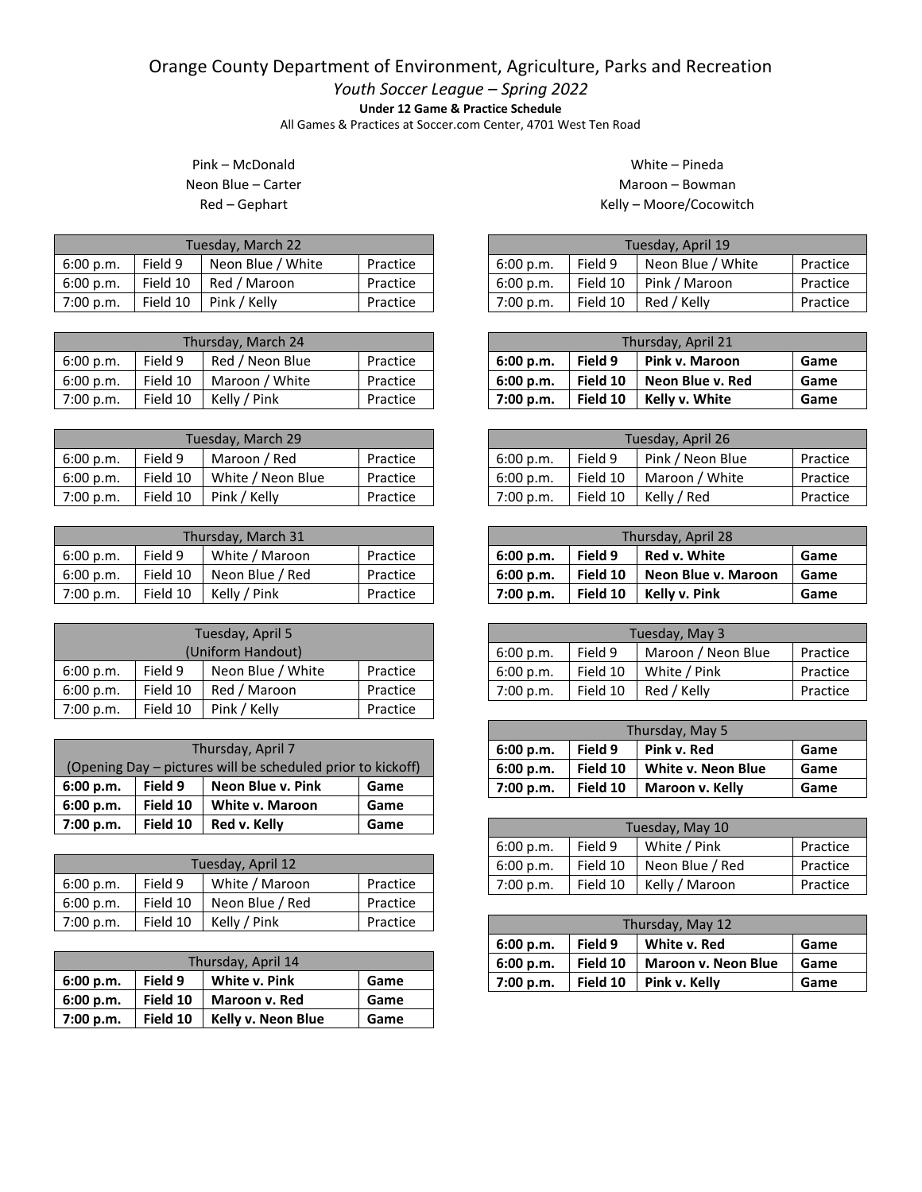# Orange County Department of Environment, Agriculture, Parks and Recreation

*Youth Soccer League – Spring 2022*

**Under 12 Game & Practice Schedule**

All Games & Practices at Soccer.com Center, 4701 West Ten Road

Pink – McDonald
Neon Blue – Carter
Red – Gephart

White – Pineda
Maroon – Bowman
Kelly – Moore/Cocowitch

| Tuesday, March 22 | | | |
|---|---|---|---|
| 6:00 p.m. | Field 9 | Neon Blue / White | Practice |
| 6:00 p.m. | Field 10 | Red / Maroon | Practice |
| 7:00 p.m. | Field 10 | Pink / Kelly | Practice |

| Thursday, March 24 | | | |
|---|---|---|---|
| 6:00 p.m. | Field 9 | Red / Neon Blue | Practice |
| 6:00 p.m. | Field 10 | Maroon / White | Practice |
| 7:00 p.m. | Field 10 | Kelly / Pink | Practice |

| Tuesday, March 29 | | | |
|---|---|---|---|
| 6:00 p.m. | Field 9 | Maroon / Red | Practice |
| 6:00 p.m. | Field 10 | White / Neon Blue | Practice |
| 7:00 p.m. | Field 10 | Pink / Kelly | Practice |

| Thursday, March 31 | | | |
|---|---|---|---|
| 6:00 p.m. | Field 9 | White / Maroon | Practice |
| 6:00 p.m. | Field 10 | Neon Blue / Red | Practice |
| 7:00 p.m. | Field 10 | Kelly / Pink | Practice |

| Tuesday, April 5 (Uniform Handout) | | | |
|---|---|---|---|
| 6:00 p.m. | Field 9 | Neon Blue / White | Practice |
| 6:00 p.m. | Field 10 | Red / Maroon | Practice |
| 7:00 p.m. | Field 10 | Pink / Kelly | Practice |

| Thursday, April 7 (Opening Day – pictures will be scheduled prior to kickoff) | | | |
|---|---|---|---|
| **6:00 p.m.** | **Field 9** | **Neon Blue v. Pink** | **Game** |
| **6:00 p.m.** | **Field 10** | **White v. Maroon** | **Game** |
| **7:00 p.m.** | **Field 10** | **Red v. Kelly** | **Game** |

| Tuesday, April 12 | | | |
|---|---|---|---|
| 6:00 p.m. | Field 9 | White / Maroon | Practice |
| 6:00 p.m. | Field 10 | Neon Blue / Red | Practice |
| 7:00 p.m. | Field 10 | Kelly / Pink | Practice |

| Thursday, April 14 | | | |
|---|---|---|---|
| **6:00 p.m.** | **Field 9** | **White v. Pink** | **Game** |
| **6:00 p.m.** | **Field 10** | **Maroon v. Red** | **Game** |
| **7:00 p.m.** | **Field 10** | **Kelly v. Neon Blue** | **Game** |

| Tuesday, April 19 | | | |
|---|---|---|---|
| 6:00 p.m. | Field 9 | Neon Blue / White | Practice |
| 6:00 p.m. | Field 10 | Pink / Maroon | Practice |
| 7:00 p.m. | Field 10 | Red / Kelly | Practice |

| Thursday, April 21 | | | |
|---|---|---|---|
| **6:00 p.m.** | **Field 9** | **Pink v. Maroon** | **Game** |
| **6:00 p.m.** | **Field 10** | **Neon Blue v. Red** | **Game** |
| **7:00 p.m.** | **Field 10** | **Kelly v. White** | **Game** |

| Tuesday, April 26 | | | |
|---|---|---|---|
| 6:00 p.m. | Field 9 | Pink / Neon Blue | Practice |
| 6:00 p.m. | Field 10 | Maroon / White | Practice |
| 7:00 p.m. | Field 10 | Kelly / Red | Practice |

| Thursday, April 28 | | | |
|---|---|---|---|
| **6:00 p.m.** | **Field 9** | **Red v. White** | **Game** |
| **6:00 p.m.** | **Field 10** | **Neon Blue v. Maroon** | **Game** |
| **7:00 p.m.** | **Field 10** | **Kelly v. Pink** | **Game** |

| Tuesday, May 3 | | | |
|---|---|---|---|
| 6:00 p.m. | Field 9 | Maroon / Neon Blue | Practice |
| 6:00 p.m. | Field 10 | White / Pink | Practice |
| 7:00 p.m. | Field 10 | Red / Kelly | Practice |

| Thursday, May 5 | | | |
|---|---|---|---|
| **6:00 p.m.** | **Field 9** | **Pink v. Red** | **Game** |
| **6:00 p.m.** | **Field 10** | **White v. Neon Blue** | **Game** |
| **7:00 p.m.** | **Field 10** | **Maroon v. Kelly** | **Game** |

| Tuesday, May 10 | | | |
|---|---|---|---|
| 6:00 p.m. | Field 9 | White / Pink | Practice |
| 6:00 p.m. | Field 10 | Neon Blue / Red | Practice |
| 7:00 p.m. | Field 10 | Kelly / Maroon | Practice |

| Thursday, May 12 | | | |
|---|---|---|---|
| **6:00 p.m.** | **Field 9** | **White v. Red** | **Game** |
| **6:00 p.m.** | **Field 10** | **Maroon v. Neon Blue** | **Game** |
| **7:00 p.m.** | **Field 10** | **Pink v. Kelly** | **Game** |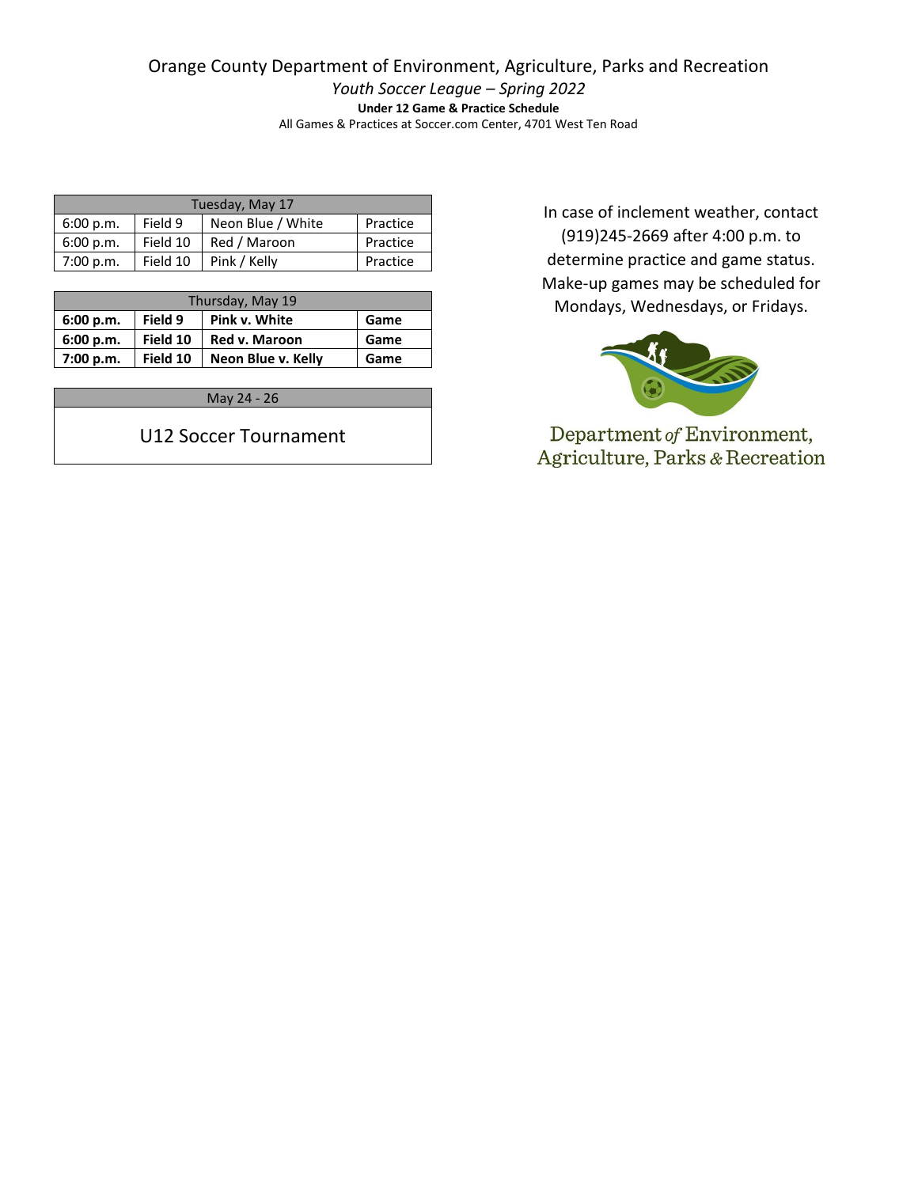Orange County Department of Environment, Agriculture, Parks and Recreation

*Youth Soccer League – Spring 2022*

**Under 12 Game & Practice Schedule**

All Games & Practices at Soccer.com Center, 4701 West Ten Road

| Tuesday, May 17 | | | |
|---|---|---|---|
| 6:00 p.m. | Field 9 | Neon Blue / White | Practice |
| 6:00 p.m. | Field 10 | Red / Maroon | Practice |
| 7:00 p.m. | Field 10 | Pink / Kelly | Practice |

| Thursday, May 19 | | | |
|---|---|---|---|
| **6:00 p.m.** | **Field 9** | **Pink v. White** | **Game** |
| **6:00 p.m.** | **Field 10** | **Red v. Maroon** | **Game** |
| **7:00 p.m.** | **Field 10** | **Neon Blue v. Kelly** | **Game** |

| May 24 - 26 |
|---|
| U12 Soccer Tournament |

In case of inclement weather, contact (919)245-2669 after 4:00 p.m. to determine practice and game status. Make-up games may be scheduled for Mondays, Wednesdays, or Fridays.

Department *of* Environment, Agriculture, Parks & Recreation